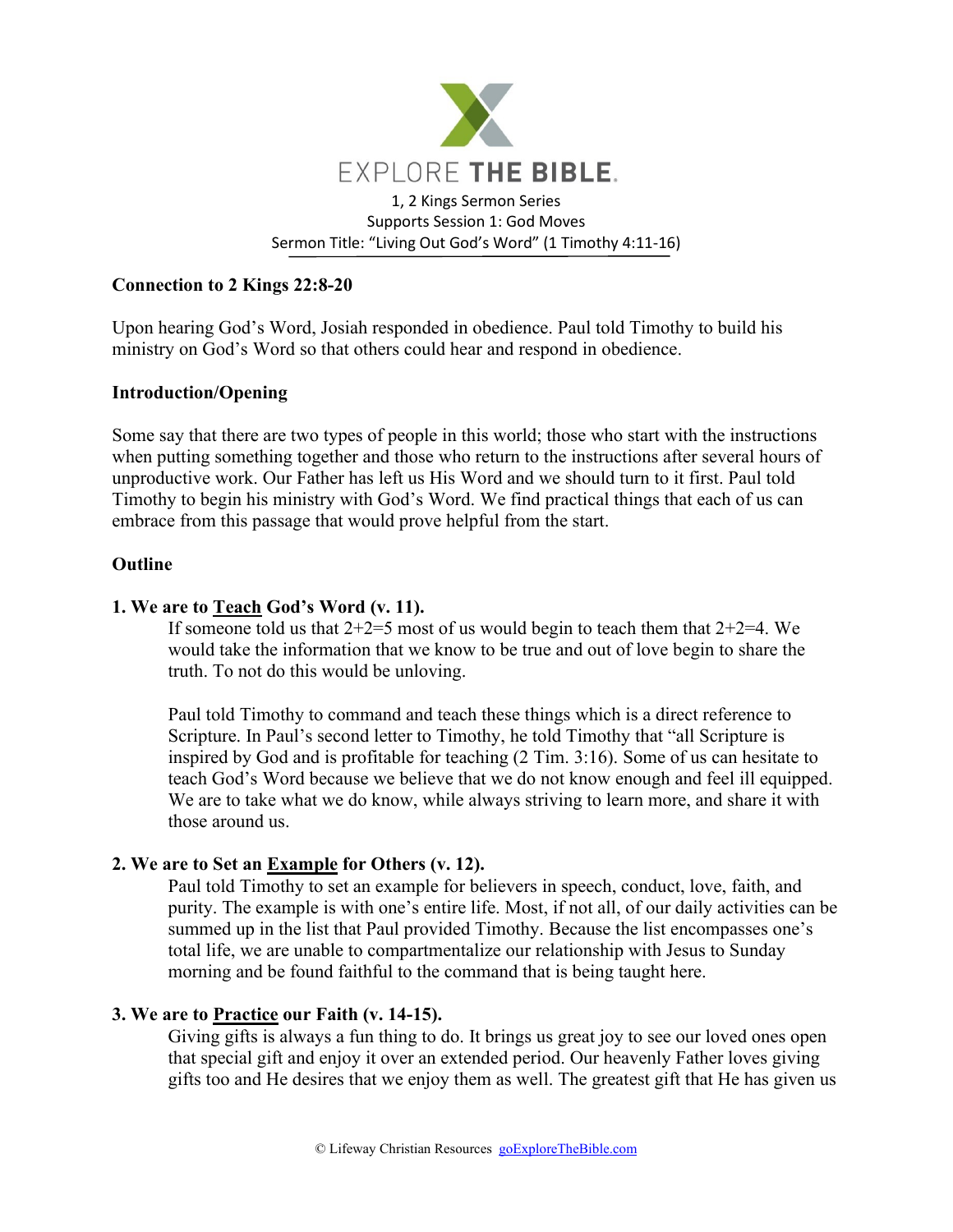EXPLORE THE BIBLE.

1, 2 Kings Sermon Series
Supports Session 1: God Moves
Sermon Title: "Living Out God's Word" (1 Timothy 4:11-16)

**Connection to 2 Kings 22:8-20**

Upon hearing God's Word, Josiah responded in obedience. Paul told Timothy to build his ministry on God's Word so that others could hear and respond in obedience.

**Introduction/Opening**

Some say that there are two types of people in this world; those who start with the instructions when putting something together and those who return to the instructions after several hours of unproductive work. Our Father has left us His Word and we should turn to it first. Paul told Timothy to begin his ministry with God's Word. We find practical things that each of us can embrace from this passage that would prove helpful from the start.

**Outline**

**1. We are to Teach God's Word (v. 11).**

If someone told us that 2+2=5 most of us would begin to teach them that 2+2=4. We would take the information that we know to be true and out of love begin to share the truth. To not do this would be unloving.

Paul told Timothy to command and teach these things which is a direct reference to Scripture. In Paul's second letter to Timothy, he told Timothy that "all Scripture is inspired by God and is profitable for teaching (2 Tim. 3:16). Some of us can hesitate to teach God's Word because we believe that we do not know enough and feel ill equipped. We are to take what we do know, while always striving to learn more, and share it with those around us.

**2. We are to Set an Example for Others (v. 12).**

Paul told Timothy to set an example for believers in speech, conduct, love, faith, and purity. The example is with one's entire life. Most, if not all, of our daily activities can be summed up in the list that Paul provided Timothy. Because the list encompasses one's total life, we are unable to compartmentalize our relationship with Jesus to Sunday morning and be found faithful to the command that is being taught here.

**3. We are to Practice our Faith (v. 14-15).**

Giving gifts is always a fun thing to do. It brings us great joy to see our loved ones open that special gift and enjoy it over an extended period. Our heavenly Father loves giving gifts too and He desires that we enjoy them as well. The greatest gift that He has given us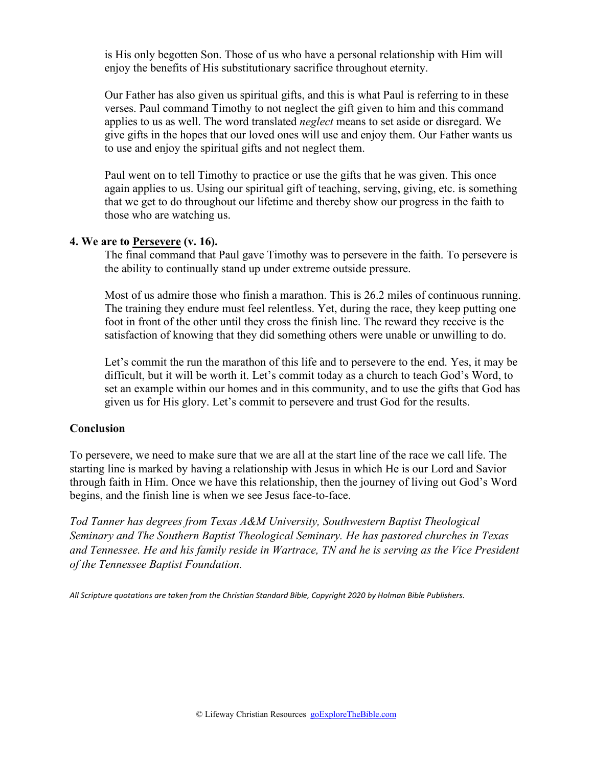is His only begotten Son. Those of us who have a personal relationship with Him will enjoy the benefits of His substitutionary sacrifice throughout eternity.

Our Father has also given us spiritual gifts, and this is what Paul is referring to in these verses. Paul command Timothy to not neglect the gift given to him and this command applies to us as well. The word translated *neglect* means to set aside or disregard. We give gifts in the hopes that our loved ones will use and enjoy them. Our Father wants us to use and enjoy the spiritual gifts and not neglect them.

Paul went on to tell Timothy to practice or use the gifts that he was given. This once again applies to us. Using our spiritual gift of teaching, serving, giving, etc. is something that we get to do throughout our lifetime and thereby show our progress in the faith to those who are watching us.

**4. We are to <u>Persevere</u> (v. 16).**

The final command that Paul gave Timothy was to persevere in the faith. To persevere is the ability to continually stand up under extreme outside pressure.

Most of us admire those who finish a marathon. This is 26.2 miles of continuous running. The training they endure must feel relentless. Yet, during the race, they keep putting one foot in front of the other until they cross the finish line. The reward they receive is the satisfaction of knowing that they did something others were unable or unwilling to do.

Let's commit the run the marathon of this life and to persevere to the end. Yes, it may be difficult, but it will be worth it. Let's commit today as a church to teach God's Word, to set an example within our homes and in this community, and to use the gifts that God has given us for His glory. Let's commit to persevere and trust God for the results.

**Conclusion**

To persevere, we need to make sure that we are all at the start line of the race we call life. The starting line is marked by having a relationship with Jesus in which He is our Lord and Savior through faith in Him. Once we have this relationship, then the journey of living out God's Word begins, and the finish line is when we see Jesus face-to-face.

*Tod Tanner has degrees from Texas A&M University, Southwestern Baptist Theological Seminary and The Southern Baptist Theological Seminary. He has pastored churches in Texas and Tennessee. He and his family reside in Wartrace, TN and he is serving as the Vice President of the Tennessee Baptist Foundation.*

*All Scripture quotations are taken from the Christian Standard Bible, Copyright 2020 by Holman Bible Publishers.*

© Lifeway Christian Resources goExploreTheBible.com